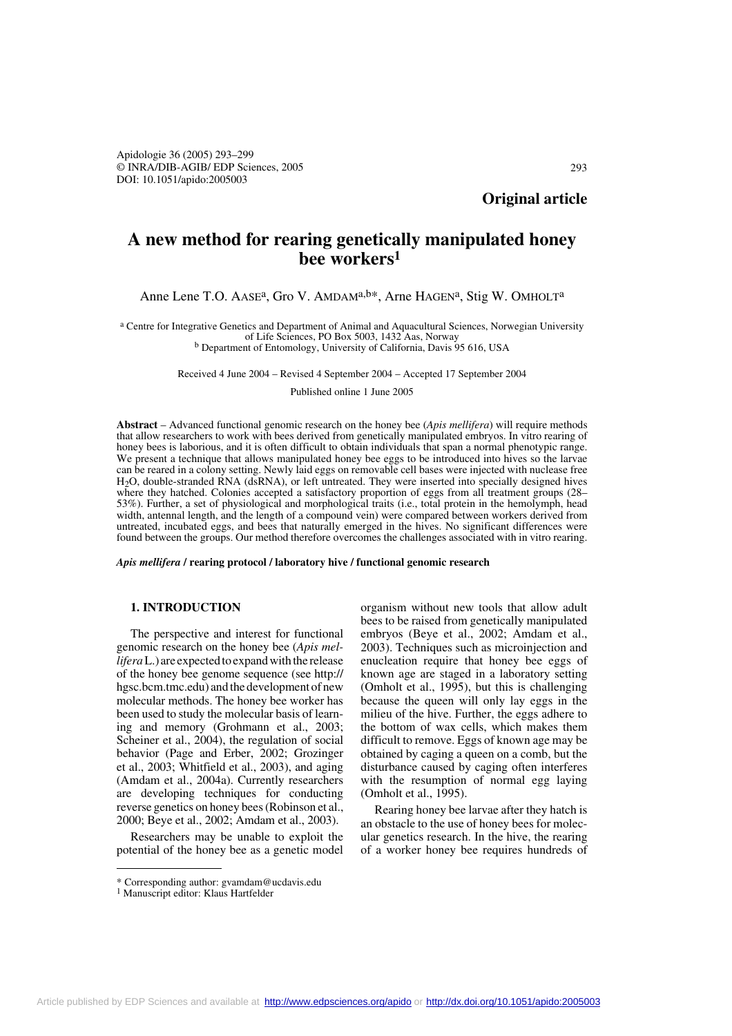**Original article**

# A new method for rearing genetically manipulated honey bee workers[1]

Anne Lene T.O. Aase[a], Gro V. Amdam[a,b*], Arne Hagen[a], Stig W. Omholt[a]

[a] Centre for Integrative Genetics and Department of Animal and Aquacultural Sciences, Norwegian University of Life Sciences, PO Box 5003, 1432 Aas, Norway
[b] Department of Entomology, University of California, Davis 95 616, USA

Received 4 June 2004 – Revised 4 September 2004 – Accepted 17 September 2004

Published online 1 June 2005

**Abstract** – Advanced functional genomic research on the honey bee (*Apis mellifera*) will require methods that allow researchers to work with bees derived from genetically manipulated embryos. In vitro rearing of honey bees is laborious, and it is often difficult to obtain individuals that span a normal phenotypic range. We present a technique that allows manipulated honey bee eggs to be introduced into hives so the larvae can be reared in a colony setting. Newly laid eggs on removable cell bases were injected with nuclease free $H_2O$, double-stranded RNA (dsRNA), or left untreated. They were inserted into specially designed hives where they hatched. Colonies accepted a satisfactory proportion of eggs from all treatment groups (28–53%). Further, a set of physiological and morphological traits (i.e., total protein in the hemolymph, head width, antennal length, and the length of a compound vein) were compared between workers derived from untreated, incubated eggs, and bees that naturally emerged in the hives. No significant differences were found between the groups. Our method therefore overcomes the challenges associated with in vitro rearing.

***Apis mellifera* / rearing protocol / laboratory hive / functional genomic research**

## 1. INTRODUCTION

The perspective and interest for functional genomic research on the honey bee (*Apis mellifera* L.) are expected to expand with the release of the honey bee genome sequence (see http://hgsc.bcm.tmc.edu) and the development of new molecular methods. The honey bee worker has been used to study the molecular basis of learning and memory (Grohmann et al., 2003; Scheiner et al., 2004), the regulation of social behavior (Page and Erber, 2002; Grozinger et al., 2003; Whitfield et al., 2003), and aging (Amdam et al., 2004a). Currently researchers are developing techniques for conducting reverse genetics on honey bees (Robinson et al., 2000; Beye et al., 2002; Amdam et al., 2003).

Researchers may be unable to exploit the potential of the honey bee as a genetic model organism without new tools that allow adult bees to be raised from genetically manipulated embryos (Beye et al., 2002; Amdam et al., 2003). Techniques such as microinjection and enucleation require that honey bee eggs of known age are staged in a laboratory setting (Omholt et al., 1995), but this is challenging because the queen will only lay eggs in the milieu of the hive. Further, the eggs adhere to the bottom of wax cells, which makes them difficult to remove. Eggs of known age may be obtained by caging a queen on a comb, but the disturbance caused by caging often interferes with the resumption of normal egg laying (Omholt et al., 1995).

Rearing honey bee larvae after they hatch is an obstacle to the use of honey bees for molecular genetics research. In the hive, the rearing of a worker honey bee requires hundreds of

* Corresponding author: gvamdam@ucdavis.edu
[1] Manuscript editor: Klaus Hartfelder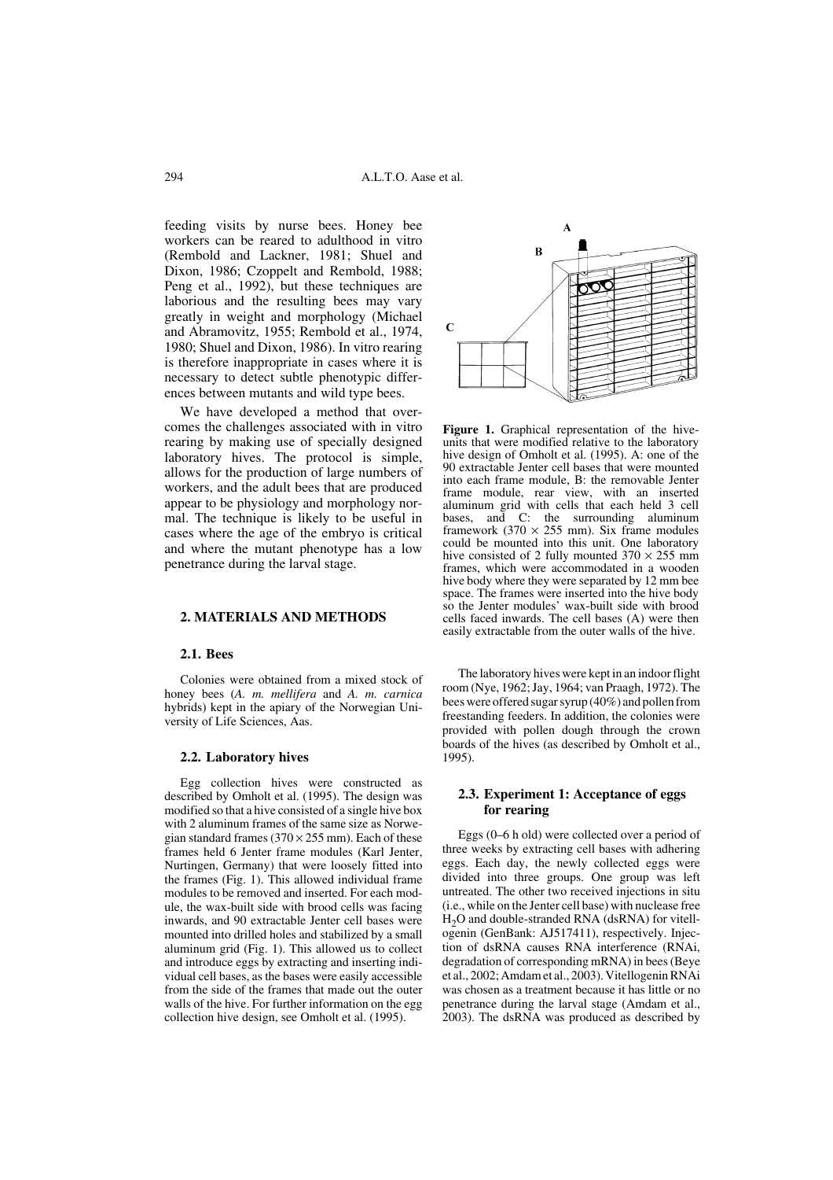feeding visits by nurse bees. Honey bee workers can be reared to adulthood in vitro (Rembold and Lackner, 1981; Shuel and Dixon, 1986; Czoppelt and Rembold, 1988; Peng et al., 1992), but these techniques are laborious and the resulting bees may vary greatly in weight and morphology (Michael and Abramovitz, 1955; Rembold et al., 1974, 1980; Shuel and Dixon, 1986). In vitro rearing is therefore inappropriate in cases where it is necessary to detect subtle phenotypic differences between mutants and wild type bees.

We have developed a method that overcomes the challenges associated with in vitro rearing by making use of specially designed laboratory hives. The protocol is simple, allows for the production of large numbers of workers, and the adult bees that are produced appear to be physiology and morphology normal. The technique is likely to be useful in cases where the age of the embryo is critical and where the mutant phenotype has a low penetrance during the larval stage.

## 2. MATERIALS AND METHODS

### 2.1. Bees

Colonies were obtained from a mixed stock of honey bees (*A. m. mellifera* and *A. m. carnica* hybrids) kept in the apiary of the Norwegian University of Life Sciences, Aas.

### 2.2. Laboratory hives

Egg collection hives were constructed as described by Omholt et al. (1995). The design was modified so that a hive consisted of a single hive box with 2 aluminum frames of the same size as Norwegian standard frames (370 × 255 mm). Each of these frames held 6 Jenter frame modules (Karl Jenter, Nurtingen, Germany) that were loosely fitted into the frames (Fig. 1). This allowed individual frame modules to be removed and inserted. For each module, the wax-built side with brood cells was facing inwards, and 90 extractable Jenter cell bases were mounted into drilled holes and stabilized by a small aluminum grid (Fig. 1). This allowed us to collect and introduce eggs by extracting and inserting individual cell bases, as the bases were easily accessible from the side of the frames that made out the outer walls of the hive. For further information on the egg collection hive design, see Omholt et al. (1995).

**Figure 1.** Graphical representation of the hive-units that were modified relative to the laboratory hive design of Omholt et al. (1995). A: one of the 90 extractable Jenter cell bases that were mounted into each frame module, B: the removable Jenter frame module, rear view, with an inserted aluminum grid with cells that each held 3 cell bases, and C: the surrounding aluminum framework (370 × 255 mm). Six frame modules could be mounted into this unit. One laboratory hive consisted of 2 fully mounted 370 × 255 mm frames, which were accommodated in a wooden hive body where they were separated by 12 mm bee space. The frames were inserted into the hive body so the Jenter modules' wax-built side with brood cells faced inwards. The cell bases (A) were then easily extractable from the outer walls of the hive.

The laboratory hives were kept in an indoor flight room (Nye, 1962; Jay, 1964; van Praagh, 1972). The bees were offered sugar syrup (40%) and pollen from freestanding feeders. In addition, the colonies were provided with pollen dough through the crown boards of the hives (as described by Omholt et al., 1995).

### 2.3. Experiment 1: Acceptance of eggs for rearing

Eggs (0–6 h old) were collected over a period of three weeks by extracting cell bases with adhering eggs. Each day, the newly collected eggs were divided into three groups. One group was left untreated. The other two received injections in situ (i.e., while on the Jenter cell base) with nuclease free $H_2O$ and double-stranded RNA (dsRNA) for vitellogenin (GenBank: AJ517411), respectively. Injection of dsRNA causes RNA interference (RNAi, degradation of corresponding mRNA) in bees (Beye et al., 2002; Amdam et al., 2003). Vitellogenin RNAi was chosen as a treatment because it has little or no penetrance during the larval stage (Amdam et al., 2003). The dsRNA was produced as described by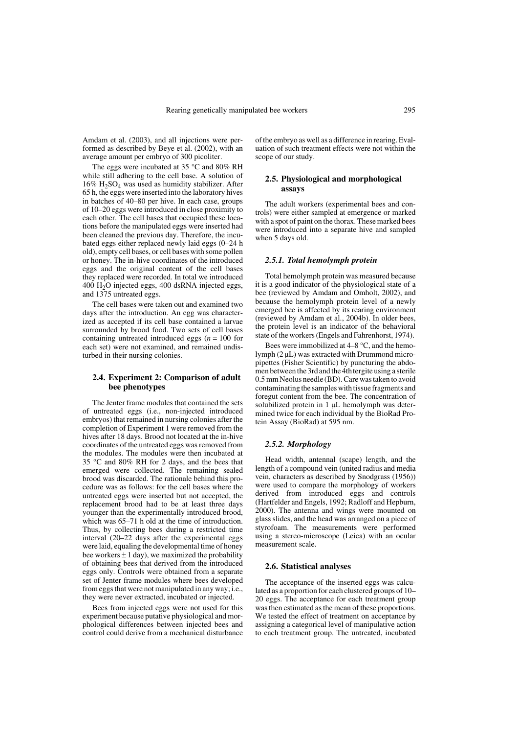Amdam et al. (2003), and all injections were performed as described by Beye et al. (2002), with an average amount per embryo of 300 picoliter.

The eggs were incubated at 35 °C and 80% RH while still adhering to the cell base. A solution of 16% $H_2SO_4$ was used as humidity stabilizer. After 65 h, the eggs were inserted into the laboratory hives in batches of 40–80 per hive. In each case, groups of 10–20 eggs were introduced in close proximity to each other. The cell bases that occupied these locations before the manipulated eggs were inserted had been cleaned the previous day. Therefore, the incubated eggs either replaced newly laid eggs (0–24 h old), empty cell bases, or cell bases with some pollen or honey. The in-hive coordinates of the introduced eggs and the original content of the cell bases they replaced were recorded. In total we introduced 400 $H_2O$ injected eggs, 400 dsRNA injected eggs, and 1375 untreated eggs.

The cell bases were taken out and examined two days after the introduction. An egg was characterized as accepted if its cell base contained a larvae surrounded by brood food. Two sets of cell bases containing untreated introduced eggs ($n = 100$ for each set) were not examined, and remained undisturbed in their nursing colonies.

### 2.4. Experiment 2: Comparison of adult bee phenotypes

The Jenter frame modules that contained the sets of untreated eggs (i.e., non-injected introduced embryos) that remained in nursing colonies after the completion of Experiment 1 were removed from the hives after 18 days. Brood not located at the in-hive coordinates of the untreated eggs was removed from the modules. The modules were then incubated at 35 °C and 80% RH for 2 days, and the bees that emerged were collected. The remaining sealed brood was discarded. The rationale behind this procedure was as follows: for the cell bases where the untreated eggs were inserted but not accepted, the replacement brood had to be at least three days younger than the experimentally introduced brood, which was 65–71 h old at the time of introduction. Thus, by collecting bees during a restricted time interval (20–22 days after the experimental eggs were laid, equaling the developmental time of honey bee workers ± 1 day), we maximized the probability of obtaining bees that derived from the introduced eggs only. Controls were obtained from a separate set of Jenter frame modules where bees developed from eggs that were not manipulated in any way; i.e., they were never extracted, incubated or injected.

Bees from injected eggs were not used for this experiment because putative physiological and morphological differences between injected bees and control could derive from a mechanical disturbance of the embryo as well as a difference in rearing. Evaluation of such treatment effects were not within the scope of our study.

### 2.5. Physiological and morphological assays

The adult workers (experimental bees and controls) were either sampled at emergence or marked with a spot of paint on the thorax. These marked bees were introduced into a separate hive and sampled when 5 days old.

#### *2.5.1. Total hemolymph protein*

Total hemolymph protein was measured because it is a good indicator of the physiological state of a bee (reviewed by Amdam and Omholt, 2002), and because the hemolymph protein level of a newly emerged bee is affected by its rearing environment (reviewed by Amdam et al., 2004b). In older bees, the protein level is an indicator of the behavioral state of the workers (Engels and Fahrenhorst, 1974).

Bees were immobilized at 4–8 °C, and the hemolymph (2 µL) was extracted with Drummond micropipettes (Fisher Scientific) by puncturing the abdomen between the 3rd and the 4th tergite using a sterile 0.5 mm Neolus needle (BD). Care was taken to avoid contaminating the samples with tissue fragments and foregut content from the bee. The concentration of solubilized protein in 1 µL hemolymph was determined twice for each individual by the BioRad Protein Assay (BioRad) at 595 nm.

#### *2.5.2. Morphology*

Head width, antennal (scape) length, and the length of a compound vein (united radius and media vein, characters as described by Snodgrass (1956)) were used to compare the morphology of workers derived from introduced eggs and controls (Hartfelder and Engels, 1992; Radloff and Hepburn, 2000). The antenna and wings were mounted on glass slides, and the head was arranged on a piece of styrofoam. The measurements were performed using a stereo-microscope (Leica) with an ocular measurement scale.

### 2.6. Statistical analyses

The acceptance of the inserted eggs was calculated as a proportion for each clustered groups of 10–20 eggs. The acceptance for each treatment group was then estimated as the mean of these proportions. We tested the effect of treatment on acceptance by assigning a categorical level of manipulative action to each treatment group. The untreated, incubated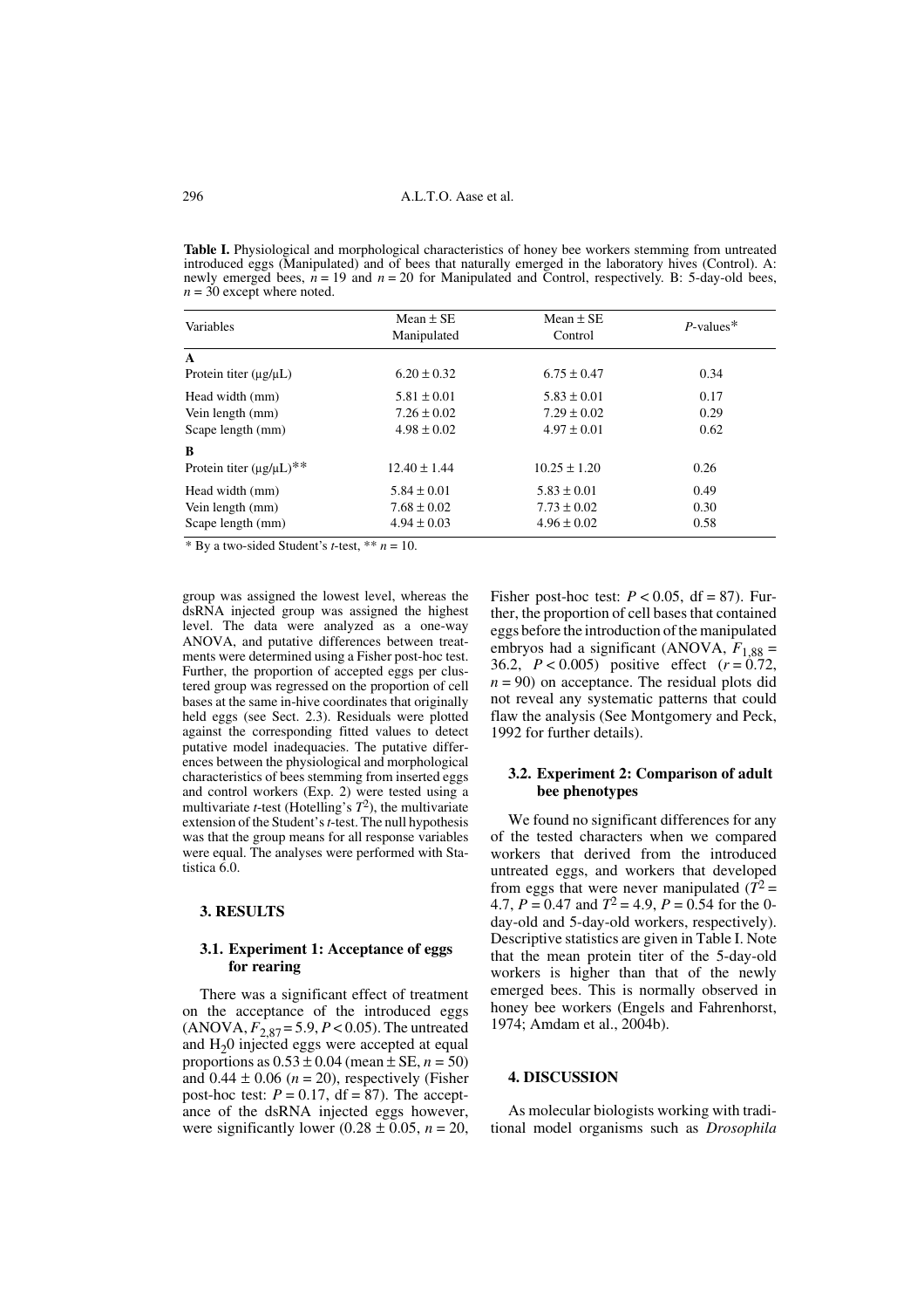**Table I.** Physiological and morphological characteristics of honey bee workers stemming from untreated introduced eggs (Manipulated) and of bees that naturally emerged in the laboratory hives (Control). A: newly emerged bees, $n = 19$ and $n = 20$ for Manipulated and Control, respectively. B: 5-day-old bees, $n = 30$ except where noted.

| Variables | Mean ± SE Manipulated | Mean ± SE Control | *P*-values* |
|---|---|---|---|
| **A** | | | |
| Protein titer (µg/µL) | 6.20 ± 0.32 | 6.75 ± 0.47 | 0.34 |
| Head width (mm) | 5.81 ± 0.01 | 5.83 ± 0.01 | 0.17 |
| Vein length (mm) | 7.26 ± 0.02 | 7.29 ± 0.02 | 0.29 |
| Scape length (mm) | 4.98 ± 0.02 | 4.97 ± 0.01 | 0.62 |
| **B** | | | |
| Protein titer (µg/µL)** | 12.40 ± 1.44 | 10.25 ± 1.20 | 0.26 |
| Head width (mm) | 5.84 ± 0.01 | 5.83 ± 0.01 | 0.49 |
| Vein length (mm) | 7.68 ± 0.02 | 7.73 ± 0.02 | 0.30 |
| Scape length (mm) | 4.94 ± 0.03 | 4.96 ± 0.02 | 0.58 |

\* By a two-sided Student's *t*-test, ** $n = 10$.

group was assigned the lowest level, whereas the dsRNA injected group was assigned the highest level. The data were analyzed as a one-way ANOVA, and putative differences between treatments were determined using a Fisher post-hoc test. Further, the proportion of accepted eggs per clustered group was regressed on the proportion of cell bases at the same in-hive coordinates that originally held eggs (see Sect. 2.3). Residuals were plotted against the corresponding fitted values to detect putative model inadequacies. The putative differences between the physiological and morphological characteristics of bees stemming from inserted eggs and control workers (Exp. 2) were tested using a multivariate *t*-test (Hotelling's $T^2$), the multivariate extension of the Student's *t*-test. The null hypothesis was that the group means for all response variables were equal. The analyses were performed with Statistica 6.0.

## 3. RESULTS

### 3.1. Experiment 1: Acceptance of eggs for rearing

There was a significant effect of treatment on the acceptance of the introduced eggs (ANOVA, $F_{2,87} = 5.9$, $P < 0.05$). The untreated and $H_2O$ injected eggs were accepted at equal proportions as $0.53 \pm 0.04$ (mean ± SE, $n = 50$) and $0.44 \pm 0.06$ ($n = 20$), respectively (Fisher post-hoc test: $P = 0.17$, df = 87). The acceptance of the dsRNA injected eggs however, were significantly lower ($0.28 \pm 0.05$, $n = 20$, Fisher post-hoc test: $P < 0.05$, df = 87). Further, the proportion of cell bases that contained eggs before the introduction of the manipulated embryos had a significant (ANOVA, $F_{1,88} = 36.2$, $P < 0.005$) positive effect ($r = 0.72$, $n = 90$) on acceptance. The residual plots did not reveal any systematic patterns that could flaw the analysis (See Montgomery and Peck, 1992 for further details).

### 3.2. Experiment 2: Comparison of adult bee phenotypes

We found no significant differences for any of the tested characters when we compared workers that derived from the introduced untreated eggs, and workers that developed from eggs that were never manipulated ($T^2 = 4.7$, $P = 0.47$ and $T^2 = 4.9$, $P = 0.54$ for the 0-day-old and 5-day-old workers, respectively). Descriptive statistics are given in Table I. Note that the mean protein titer of the 5-day-old workers is higher than that of the newly emerged bees. This is normally observed in honey bee workers (Engels and Fahrenhorst, 1974; Amdam et al., 2004b).

## 4. DISCUSSION

As molecular biologists working with traditional model organisms such as *Drosophila*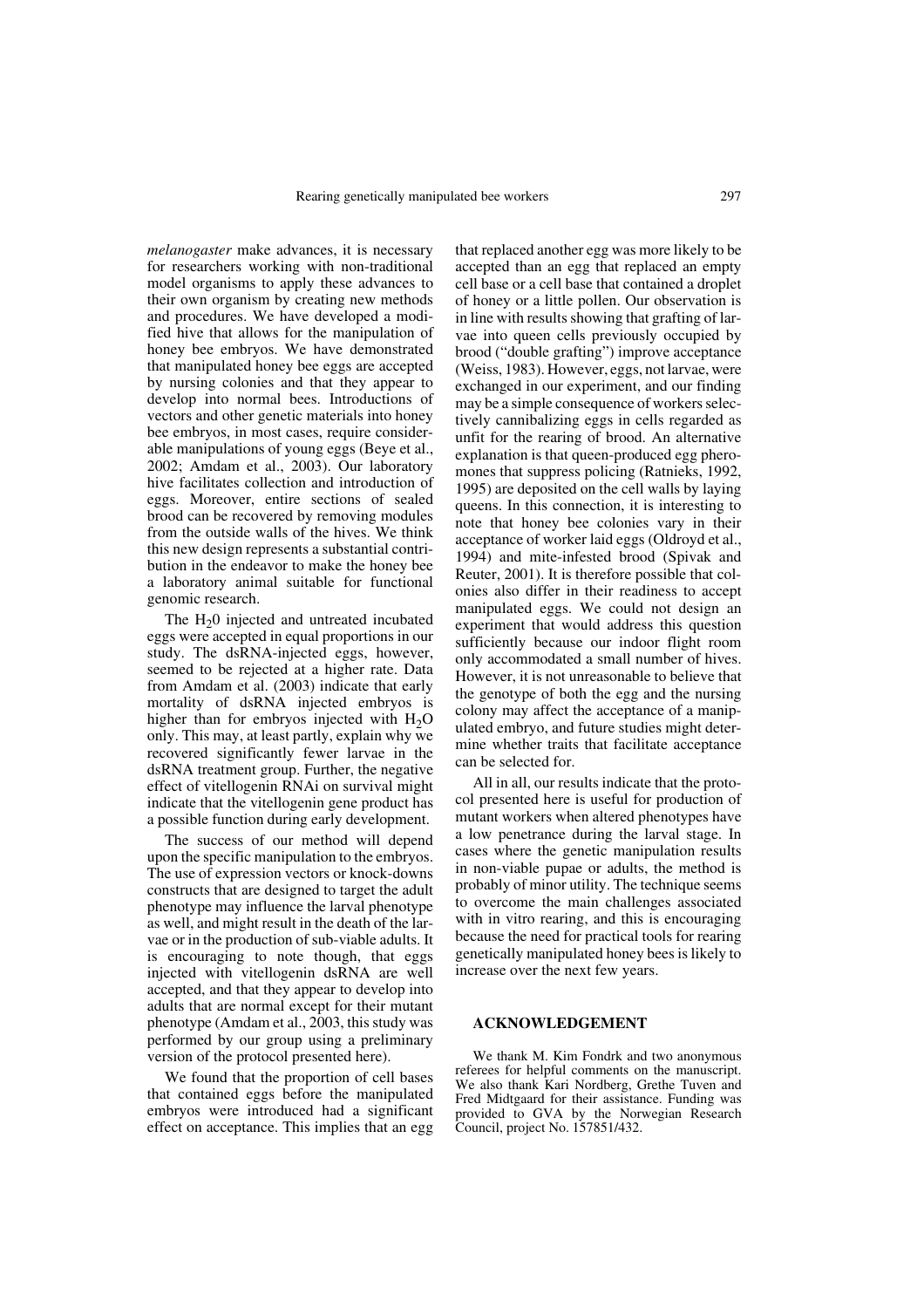*melanogaster* make advances, it is necessary for researchers working with non-traditional model organisms to apply these advances to their own organism by creating new methods and procedures. We have developed a modified hive that allows for the manipulation of honey bee embryos. We have demonstrated that manipulated honey bee eggs are accepted by nursing colonies and that they appear to develop into normal bees. Introductions of vectors and other genetic materials into honey bee embryos, in most cases, require considerable manipulations of young eggs (Beye et al., 2002; Amdam et al., 2003). Our laboratory hive facilitates collection and introduction of eggs. Moreover, entire sections of sealed brood can be recovered by removing modules from the outside walls of the hives. We think this new design represents a substantial contribution in the endeavor to make the honey bee a laboratory animal suitable for functional genomic research.

The $H_20$ injected and untreated incubated eggs were accepted in equal proportions in our study. The dsRNA-injected eggs, however, seemed to be rejected at a higher rate. Data from Amdam et al. (2003) indicate that early mortality of dsRNA injected embryos is higher than for embryos injected with $H_2O$ only. This may, at least partly, explain why we recovered significantly fewer larvae in the dsRNA treatment group. Further, the negative effect of vitellogenin RNAi on survival might indicate that the vitellogenin gene product has a possible function during early development.

The success of our method will depend upon the specific manipulation to the embryos. The use of expression vectors or knock-downs constructs that are designed to target the adult phenotype may influence the larval phenotype as well, and might result in the death of the larvae or in the production of sub-viable adults. It is encouraging to note though, that eggs injected with vitellogenin dsRNA are well accepted, and that they appear to develop into adults that are normal except for their mutant phenotype (Amdam et al., 2003, this study was performed by our group using a preliminary version of the protocol presented here).

We found that the proportion of cell bases that contained eggs before the manipulated embryos were introduced had a significant effect on acceptance. This implies that an egg that replaced another egg was more likely to be accepted than an egg that replaced an empty cell base or a cell base that contained a droplet of honey or a little pollen. Our observation is in line with results showing that grafting of larvae into queen cells previously occupied by brood ("double grafting") improve acceptance (Weiss, 1983). However, eggs, not larvae, were exchanged in our experiment, and our finding may be a simple consequence of workers selectively cannibalizing eggs in cells regarded as unfit for the rearing of brood. An alternative explanation is that queen-produced egg pheromones that suppress policing (Ratnieks, 1992, 1995) are deposited on the cell walls by laying queens. In this connection, it is interesting to note that honey bee colonies vary in their acceptance of worker laid eggs (Oldroyd et al., 1994) and mite-infested brood (Spivak and Reuter, 2001). It is therefore possible that colonies also differ in their readiness to accept manipulated eggs. We could not design an experiment that would address this question sufficiently because our indoor flight room only accommodated a small number of hives. However, it is not unreasonable to believe that the genotype of both the egg and the nursing colony may affect the acceptance of a manipulated embryo, and future studies might determine whether traits that facilitate acceptance can be selected for.

All in all, our results indicate that the protocol presented here is useful for production of mutant workers when altered phenotypes have a low penetrance during the larval stage. In cases where the genetic manipulation results in non-viable pupae or adults, the method is probably of minor utility. The technique seems to overcome the main challenges associated with in vitro rearing, and this is encouraging because the need for practical tools for rearing genetically manipulated honey bees is likely to increase over the next few years.

## ACKNOWLEDGEMENT

We thank M. Kim Fondrk and two anonymous referees for helpful comments on the manuscript. We also thank Kari Nordberg, Grethe Tuven and Fred Midtgaard for their assistance. Funding was provided to GVA by the Norwegian Research Council, project No. 157851/432.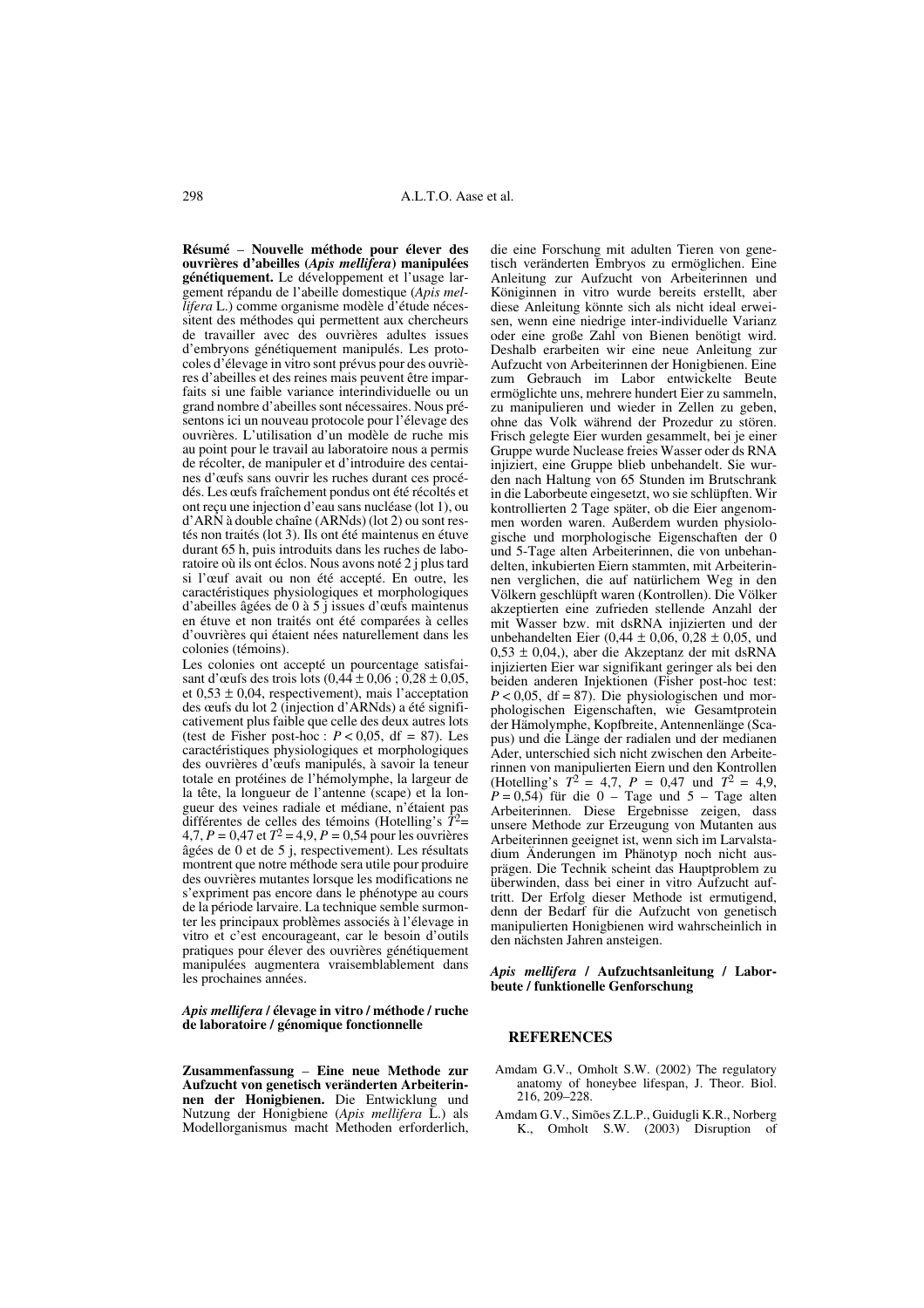**Résumé** – **Nouvelle méthode pour élever des ouvrières d'abeilles (*Apis mellifera*) manipulées génétiquement.** Le développement et l'usage largement répandu de l'abeille domestique (*Apis mellifera* L.) comme organisme modèle d'étude nécessitent des méthodes qui permettent aux chercheurs de travailler avec des ouvrières adultes issues d'embryons génétiquement manipulés. Les protocoles d'élevage in vitro sont prévus pour des ouvrières d'abeilles et des reines mais peuvent être imparfaits si une faible variance interindividuelle ou un grand nombre d'abeilles sont nécessaires. Nous présentons ici un nouveau protocole pour l'élevage des ouvrières. L'utilisation d'un modèle de ruche mis au point pour le travail au laboratoire nous a permis de récolter, de manipuler et d'introduire des centaines d'œufs sans ouvrir les ruches durant ces procédés. Les œufs fraîchement pondus ont été récoltés et ont reçu une injection d'eau sans nucléase (lot 1), ou d'ARN à double chaîne (ARNds) (lot 2) ou sont restés non traités (lot 3). Ils ont été maintenus en étuve durant 65 h, puis introduits dans les ruches de laboratoire où ils ont éclos. Nous avons noté 2 j plus tard si l'œuf avait ou non été accepté. En outre, les caractéristiques physiologiques et morphologiques d'abeilles âgées de 0 à 5 j issues d'œufs maintenus en étuve et non traités ont été comparées à celles d'ouvrières qui étaient nées naturellement dans les colonies (témoins).

Les colonies ont accepté un pourcentage satisfaisant d'œufs des trois lots (0,44 ± 0,06 ; 0,28 ± 0,05, et 0,53 ± 0,04, respectivement), mais l'acceptation des œufs du lot 2 (injection d'ARNds) a été significativement plus faible que celle des deux autres lots (test de Fisher post-hoc : $P < 0{,}05$, df = 87). Les caractéristiques physiologiques et morphologiques des ouvrières d'œufs manipulés, à savoir la teneur totale en protéines de l'hémolymphe, la largeur de la tête, la longueur de l'antenne (scape) et la longueur des veines radiale et médiane, n'étaient pas différentes de celles des témoins (Hotelling's $T^2$= 4,7, $P$ = 0,47 et $T^2$ = 4,9, $P$ = 0,54 pour les ouvrières âgées de 0 et de 5 j, respectivement). Les résultats montrent que notre méthode sera utile pour produire des ouvrières mutantes lorsque les modifications ne s'expriment pas encore dans le phénotype au cours de la période larvaire. La technique semble surmonter les principaux problèmes associés à l'élevage in vitro et c'est encourageant, car le besoin d'outils pratiques pour élever des ouvrières génétiquement manipulées augmentera vraisemblablement dans les prochaines années.

***Apis mellifera*** **/ élevage in vitro / méthode / ruche de laboratoire / génomique fonctionnelle**

**Zusammenfassung** – **Eine neue Methode zur Aufzucht von genetisch veränderten Arbeiterinnen der Honigbienen.** Die Entwicklung und Nutzung der Honigbiene (*Apis mellifera* L.) als Modellorganismus macht Methoden erforderlich, die eine Forschung mit adulten Tieren von genetisch veränderten Embryos zu ermöglichen. Eine Anleitung zur Aufzucht von Arbeiterinnen und Königinnen in vitro wurde bereits erstellt, aber diese Anleitung könnte sich als nicht ideal erweisen, wenn eine niedrige inter-individuelle Varianz oder eine große Zahl von Bienen benötigt wird. Deshalb erarbeiten wir eine neue Anleitung zur Aufzucht von Arbeiterinnen der Honigbienen. Eine zum Gebrauch im Labor entwickelte Beute ermöglichte uns, mehrere hundert Eier zu sammeln, zu manipulieren und wieder in Zellen zu geben, ohne das Volk während der Prozedur zu stören. Frisch gelegte Eier wurden gesammelt, bei je einer Gruppe wurde Nuclease freies Wasser oder ds RNA injiziert, eine Gruppe blieb unbehandelt. Sie wurden nach Haltung von 65 Stunden im Brutschrank in die Laborbeute eingesetzt, wo sie schlüpften. Wir kontrollierten 2 Tage später, ob die Eier angenommen worden waren. Außerdem wurden physiologische und morphologische Eigenschaften der 0 und 5-Tage alten Arbeiterinnen, die von unbehandelten, inkubierten Eiern stammten, mit Arbeiterinnen verglichen, die auf natürlichem Weg in den Völkern geschlüpft waren (Kontrollen). Die Völker akzeptierten eine zufrieden stellende Anzahl der mit Wasser bzw. mit dsRNA injizierten und der unbehandelten Eier (0,44 ± 0,06, 0,28 ± 0,05, und 0,53 ± 0,04,), aber die Akzeptanz der mit dsRNA injizierten Eier war signifikant geringer als bei den beiden anderen Injektionen (Fisher post-hoc test: $P < 0{,}05$, df = 87). Die physiologischen und morphologischen Eigenschaften, wie Gesamtprotein der Hämolymphe, Kopfbreite, Antennenlänge (Scapus) und die Länge der radialen und der medianen Ader, unterschied sich nicht zwischen den Arbeiterinnen von manipulierten Eiern und den Kontrollen (Hotelling's $T^2$ = 4,7, $P$ = 0,47 und $T^2$ = 4,9, $P$ = 0,54) für die 0 – Tage und 5 – Tage alten Arbeiterinnen. Diese Ergebnisse zeigen, dass unsere Methode zur Erzeugung von Mutanten aus Arbeiterinnen geeignet ist, wenn sich im Larvalstadium Änderungen im Phänotyp noch nicht ausprägen. Die Technik scheint das Hauptproblem zu überwinden, dass bei einer in vitro Aufzucht auftritt. Der Erfolg dieser Methode ist ermutigend, denn der Bedarf für die Aufzucht von genetisch manipulierten Honigbienen wird wahrscheinlich in den nächsten Jahren ansteigen.

***Apis mellifera*** **/ Aufzuchtsanleitung / Laborbeute / funktionelle Genforschung**

## REFERENCES

Amdam G.V., Omholt S.W. (2002) The regulatory anatomy of honeybee lifespan, J. Theor. Biol. 216, 209–228.

Amdam G.V., Simões Z.L.P., Guidugli K.R., Norberg K., Omholt S.W. (2003) Disruption of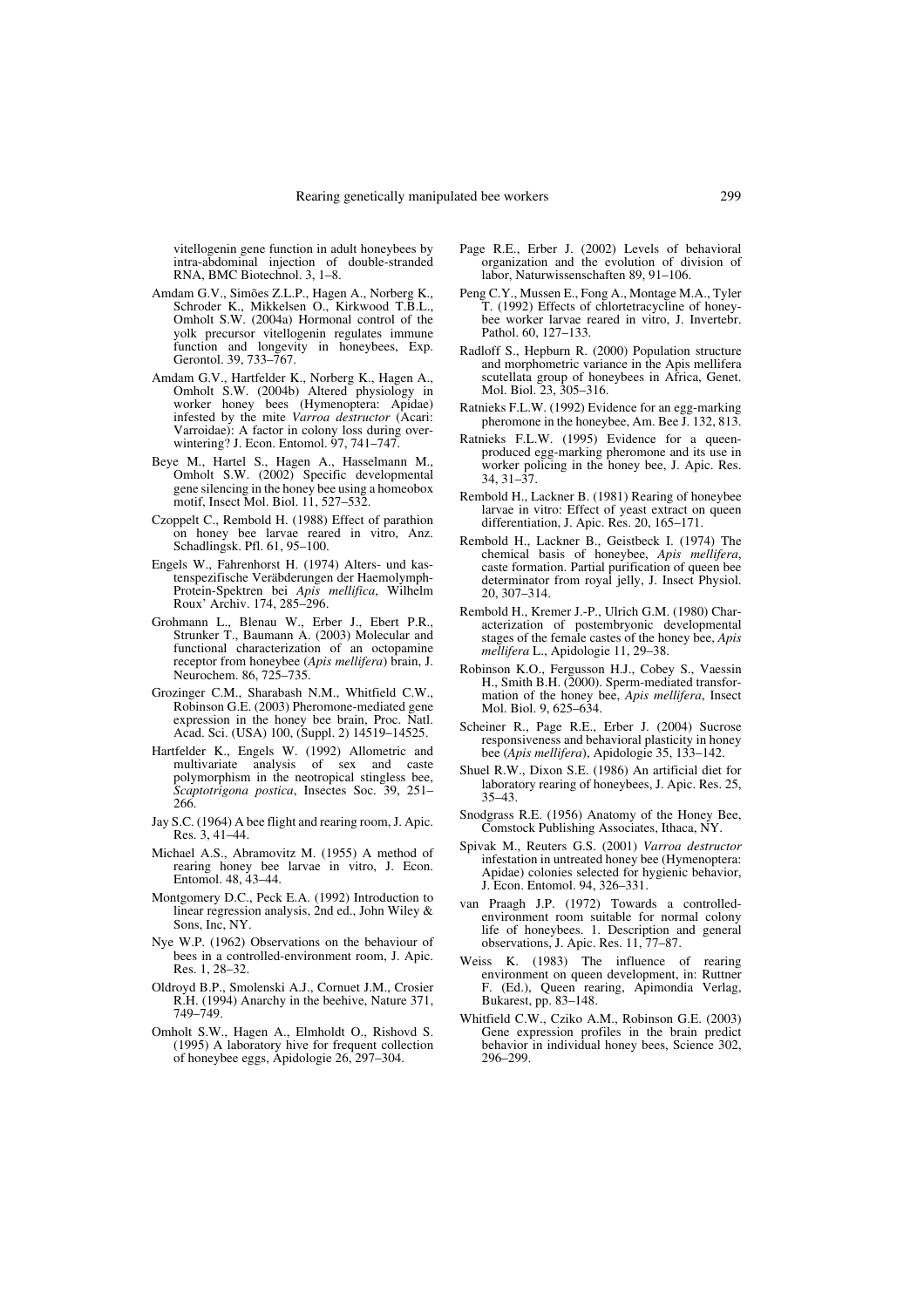vitellogenin gene function in adult honeybees by intra-abdominal injection of double-stranded RNA, BMC Biotechnol. 3, 1–8.

Amdam G.V., Simões Z.L.P., Hagen A., Norberg K., Schroder K., Mikkelsen O., Kirkwood T.B.L., Omholt S.W. (2004a) Hormonal control of the yolk precursor vitellogenin regulates immune function and longevity in honeybees, Exp. Gerontol. 39, 733–767.

Amdam G.V., Hartfelder K., Norberg K., Hagen A., Omholt S.W. (2004b) Altered physiology in worker honey bees (Hymenoptera: Apidae) infested by the mite *Varroa destructor* (Acari: Varroidae): A factor in colony loss during overwintering? J. Econ. Entomol. 97, 741–747.

Beye M., Hartel S., Hagen A., Hasselmann M., Omholt S.W. (2002) Specific developmental gene silencing in the honey bee using a homeobox motif, Insect Mol. Biol. 11, 527–532.

Czoppelt C., Rembold H. (1988) Effect of parathion on honey bee larvae reared in vitro, Anz. Schadlingsk. Pfl. 61, 95–100.

Engels W., Fahrenhorst H. (1974) Alters- und kastenspezifische Veräbderungen der Haemolymph-Protein-Spektren bei *Apis mellifica*, Wilhelm Roux' Archiv. 174, 285–296.

Grohmann L., Blenau W., Erber J., Ebert P.R., Strunker T., Baumann A. (2003) Molecular and functional characterization of an octopamine receptor from honeybee (*Apis mellifera*) brain, J. Neurochem. 86, 725–735.

Grozinger C.M., Sharabash N.M., Whitfield C.W., Robinson G.E. (2003) Pheromone-mediated gene expression in the honey bee brain, Proc. Natl. Acad. Sci. (USA) 100, (Suppl. 2) 14519–14525.

Hartfelder K., Engels W. (1992) Allometric and multivariate analysis of sex and caste polymorphism in the neotropical stingless bee, *Scaptotrigona postica*, Insectes Soc. 39, 251–266.

Jay S.C. (1964) A bee flight and rearing room, J. Apic. Res. 3, 41–44.

Michael A.S., Abramovitz M. (1955) A method of rearing honey bee larvae in vitro, J. Econ. Entomol. 48, 43–44.

Montgomery D.C., Peck E.A. (1992) Introduction to linear regression analysis, 2nd ed., John Wiley & Sons, Inc, NY.

Nye W.P. (1962) Observations on the behaviour of bees in a controlled-environment room, J. Apic. Res. 1, 28–32.

Oldroyd B.P., Smolenski A.J., Cornuet J.M., Crosier R.H. (1994) Anarchy in the beehive, Nature 371, 749–749.

Omholt S.W., Hagen A., Elmholdt O., Rishovd S. (1995) A laboratory hive for frequent collection of honeybee eggs, Apidologie 26, 297–304.

Page R.E., Erber J. (2002) Levels of behavioral organization and the evolution of division of labor, Naturwissenschaften 89, 91–106.

Peng C.Y., Mussen E., Fong A., Montage M.A., Tyler T. (1992) Effects of chlortetracycline of honeybee worker larvae reared in vitro, J. Invertebr. Pathol. 60, 127–133.

Radloff S., Hepburn R. (2000) Population structure and morphometric variance in the Apis mellifera scutellata group of honeybees in Africa, Genet. Mol. Biol. 23, 305–316.

Ratnieks F.L.W. (1992) Evidence for an egg-marking pheromone in the honeybee, Am. Bee J. 132, 813.

Ratnieks F.L.W. (1995) Evidence for a queen-produced egg-marking pheromone and its use in worker policing in the honey bee, J. Apic. Res. 34, 31–37.

Rembold H., Lackner B. (1981) Rearing of honeybee larvae in vitro: Effect of yeast extract on queen differentiation, J. Apic. Res. 20, 165–171.

Rembold H., Lackner B., Geistbeck I. (1974) The chemical basis of honeybee, *Apis mellifera*, caste formation. Partial purification of queen bee determinator from royal jelly, J. Insect Physiol. 20, 307–314.

Rembold H., Kremer J.-P., Ulrich G.M. (1980) Characterization of postembryonic developmental stages of the female castes of the honey bee, *Apis mellifera* L., Apidologie 11, 29–38.

Robinson K.O., Fergusson H.J., Cobey S., Vaessin H., Smith B.H. (2000). Sperm-mediated transformation of the honey bee, *Apis mellifera*, Insect Mol. Biol. 9, 625–634.

Scheiner R., Page R.E., Erber J. (2004) Sucrose responsiveness and behavioral plasticity in honey bee (*Apis mellifera*), Apidologie 35, 133–142.

Shuel R.W., Dixon S.E. (1986) An artificial diet for laboratory rearing of honeybees, J. Apic. Res. 25, 35–43.

Snodgrass R.E. (1956) Anatomy of the Honey Bee, Comstock Publishing Associates, Ithaca, NY.

Spivak M., Reuters G.S. (2001) *Varroa destructor* infestation in untreated honey bee (Hymenoptera: Apidae) colonies selected for hygienic behavior, J. Econ. Entomol. 94, 326–331.

van Praagh J.P. (1972) Towards a controlled-environment room suitable for normal colony life of honeybees. 1. Description and general observations, J. Apic. Res. 11, 77–87.

Weiss K. (1983) The influence of rearing environment on queen development, in: Ruttner F. (Ed.), Queen rearing, Apimondia Verlag, Bukarest, pp. 83–148.

Whitfield C.W., Cziko A.M., Robinson G.E. (2003) Gene expression profiles in the brain predict behavior in individual honey bees, Science 302, 296–299.